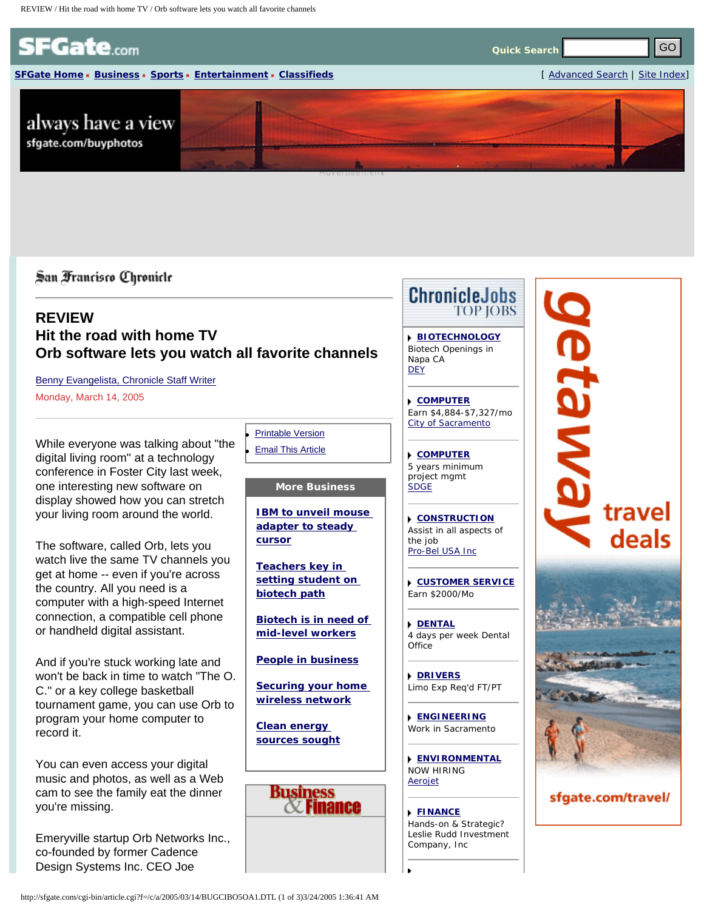San Francisco Chronicle

## REVIEW
## Hit the road with home TV
## Orb software lets you watch all favorite channels

Benny Evangelista, Chronicle Staff Writer

Monday, March 14, 2005

- Printable Version
- Email This Article

While everyone was talking about "the digital living room" at a technology conference in Foster City last week, one interesting new software on display showed how you can stretch your living room around the world.

The software, called Orb, lets you watch live the same TV channels you get at home -- even if you're across the country. All you need is a computer with a high-speed Internet connection, a compatible cell phone or handheld digital assistant.

And if you're stuck working late and won't be back in time to watch "The O. C." or a key college basketball tournament game, you can use Orb to program your home computer to record it.

You can even access your digital music and photos, as well as a Web cam to see the family eat the dinner you're missing.

Emeryville startup Orb Networks Inc., co-founded by former Cadence Design Systems Inc. CEO Joe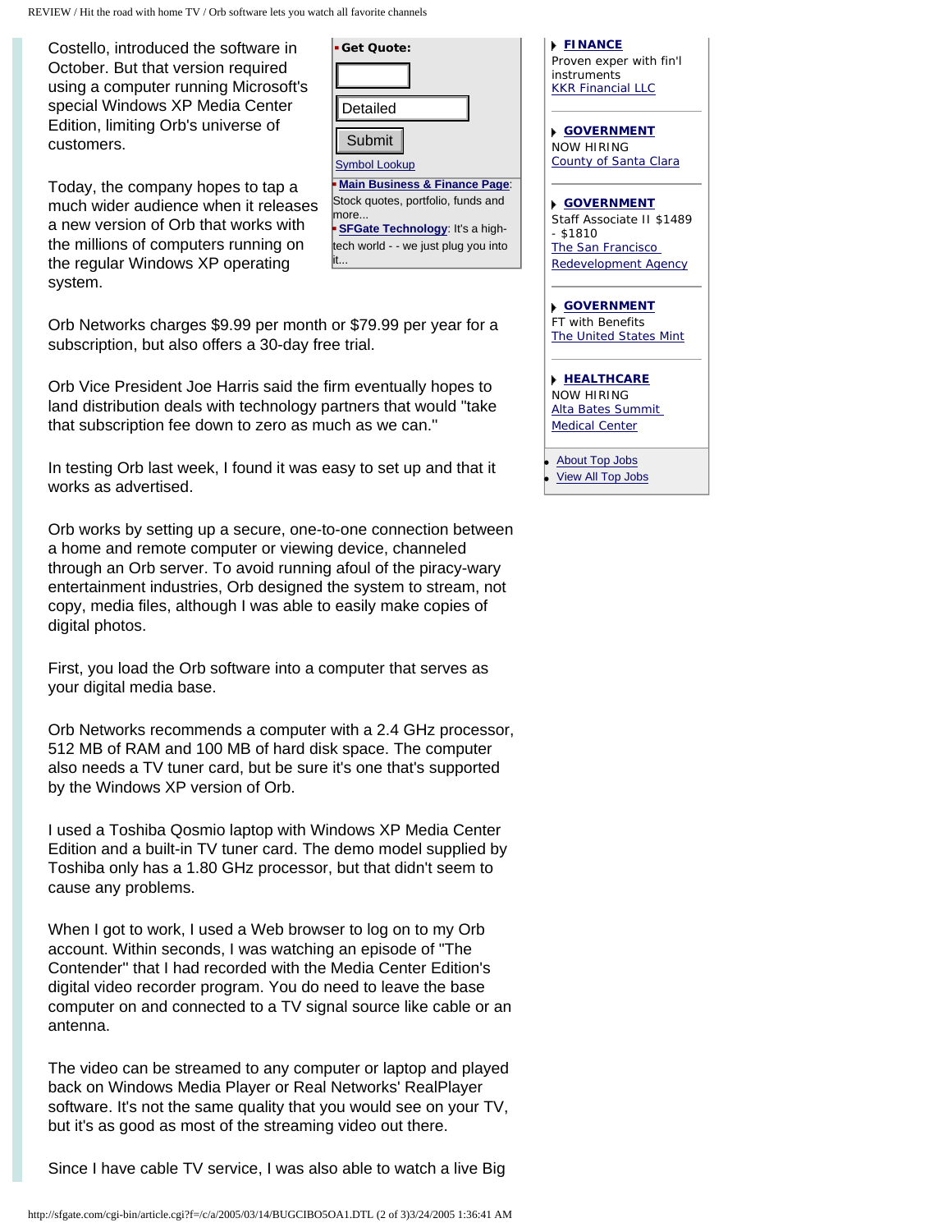Costello, introduced the software in October. But that version required using a computer running Microsoft's special Windows XP Media Center Edition, limiting Orb's universe of customers.

Today, the company hopes to tap a much wider audience when it releases a new version of Orb that works with the millions of computers running on the regular Windows XP operating system.

Orb Networks charges $9.99 per month or $79.99 per year for a subscription, but also offers a 30-day free trial.

Orb Vice President Joe Harris said the firm eventually hopes to land distribution deals with technology partners that would "take that subscription fee down to zero as much as we can."

In testing Orb last week, I found it was easy to set up and that it works as advertised.

Orb works by setting up a secure, one-to-one connection between a home and remote computer or viewing device, channeled through an Orb server. To avoid running afoul of the piracy-wary entertainment industries, Orb designed the system to stream, not copy, media files, although I was able to easily make copies of digital photos.

First, you load the Orb software into a computer that serves as your digital media base.

Orb Networks recommends a computer with a 2.4 GHz processor, 512 MB of RAM and 100 MB of hard disk space. The computer also needs a TV tuner card, but be sure it's one that's supported by the Windows XP version of Orb.

I used a Toshiba Qosmio laptop with Windows XP Media Center Edition and a built-in TV tuner card. The demo model supplied by Toshiba only has a 1.80 GHz processor, but that didn't seem to cause any problems.

When I got to work, I used a Web browser to log on to my Orb account. Within seconds, I was watching an episode of "The Contender" that I had recorded with the Media Center Edition's digital video recorder program. You do need to leave the base computer on and connected to a TV signal source like cable or an antenna.

The video can be streamed to any computer or laptop and played back on Windows Media Player or Real Networks' RealPlayer software. It's not the same quality that you would see on your TV, but it's as good as most of the streaming video out there.

Since I have cable TV service, I was also able to watch a live Big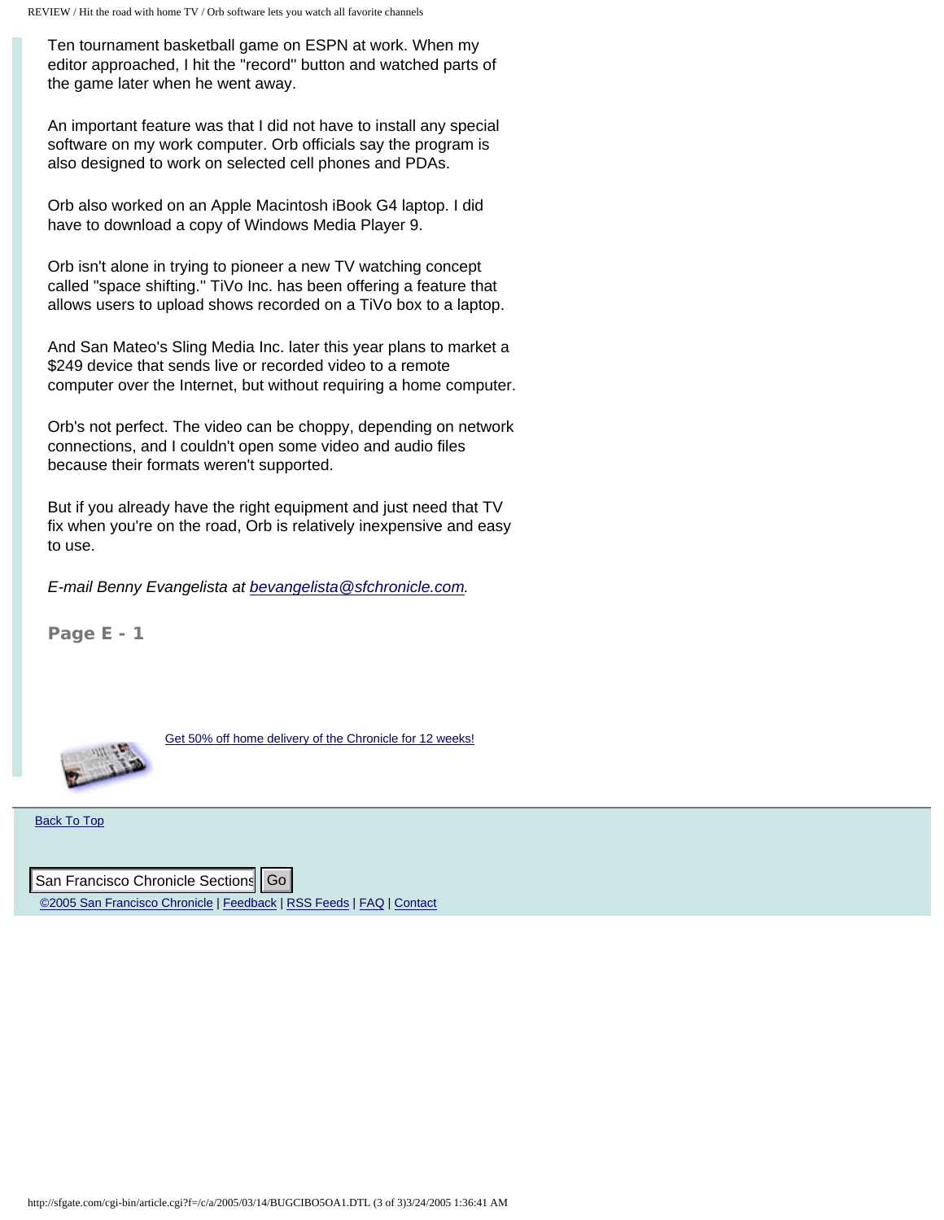Ten tournament basketball game on ESPN at work. When my editor approached, I hit the "record" button and watched parts of the game later when he went away.

An important feature was that I did not have to install any special software on my work computer. Orb officials say the program is also designed to work on selected cell phones and PDAs.

Orb also worked on an Apple Macintosh iBook G4 laptop. I did have to download a copy of Windows Media Player 9.

Orb isn't alone in trying to pioneer a new TV watching concept called "space shifting." TiVo Inc. has been offering a feature that allows users to upload shows recorded on a TiVo box to a laptop.

And San Mateo's Sling Media Inc. later this year plans to market a $249 device that sends live or recorded video to a remote computer over the Internet, but without requiring a home computer.

Orb's not perfect. The video can be choppy, depending on network connections, and I couldn't open some video and audio files because their formats weren't supported.

But if you already have the right equipment and just need that TV fix when you're on the road, Orb is relatively inexpensive and easy to use.

*E-mail Benny Evangelista at bevangelista@sfchronicle.com.*

**Page E - 1**

Get 50% off home delivery of the Chronicle for 12 weeks!

Back To Top

San Francisco Chronicle Sections Go

©2005 San Francisco Chronicle | Feedback | RSS Feeds | FAQ | Contact